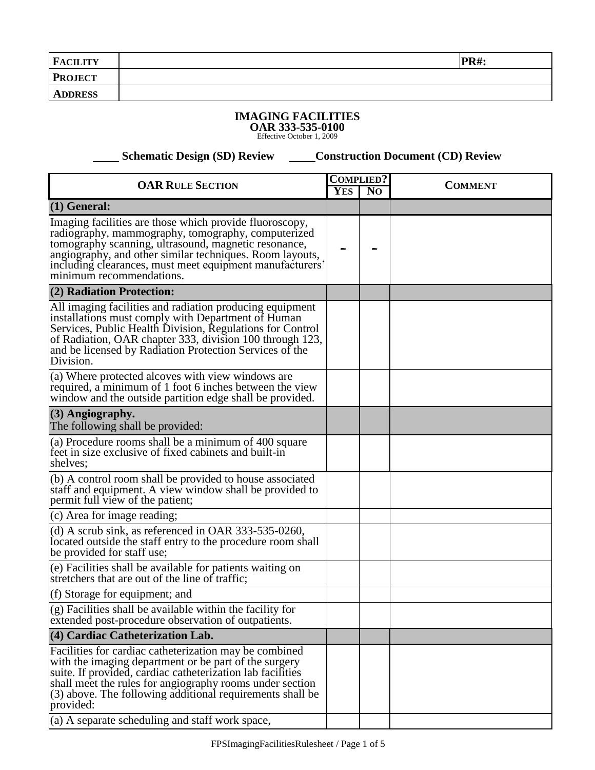| **FACILITY** | | **PR#:** |
|---|---|---|
| **PROJECT** | | |
| **ADDRESS** | | |

## IMAGING FACILITIES
### OAR 333-535-0100
Effective October 1, 2009

\_\_\_\_ **Schematic Design (SD) Review** \_\_\_\_ **Construction Document (CD) Review**

| OAR RULE SECTION | COMPLIED? YES | COMPLIED? NO | COMMENT |
|---|---|---|---|
| **(1) General:** | | | |
| Imaging facilities are those which provide fluoroscopy, radiography, mammography, tomography, computerized tomography scanning, ultrasound, magnetic resonance, angiography, and other similar techniques. Room layouts, including clearances, must meet equipment manufacturers' minimum recommendations. | - | - | |
| **(2) Radiation Protection:** | | | |
| All imaging facilities and radiation producing equipment installations must comply with Department of Human Services, Public Health Division, Regulations for Control of Radiation, OAR chapter 333, division 100 through 123, and be licensed by Radiation Protection Services of the Division. | | | |
| (a) Where protected alcoves with view windows are required, a minimum of 1 foot 6 inches between the view window and the outside partition edge shall be provided. | | | |
| **(3) Angiography.** The following shall be provided: | | | |
| (a) Procedure rooms shall be a minimum of 400 square feet in size exclusive of fixed cabinets and built-in shelves; | | | |
| (b) A control room shall be provided to house associated staff and equipment. A view window shall be provided to permit full view of the patient; | | | |
| (c) Area for image reading; | | | |
| (d) A scrub sink, as referenced in OAR 333-535-0260, located outside the staff entry to the procedure room shall be provided for staff use; | | | |
| (e) Facilities shall be available for patients waiting on stretchers that are out of the line of traffic; | | | |
| (f) Storage for equipment; and | | | |
| (g) Facilities shall be available within the facility for extended post-procedure observation of outpatients. | | | |
| **(4) Cardiac Catheterization Lab.** | | | |
| Facilities for cardiac catheterization may be combined with the imaging department or be part of the surgery suite. If provided, cardiac catheterization lab facilities shall meet the rules for angiography rooms under section (3) above. The following additional requirements shall be provided: | | | |
| (a) A separate scheduling and staff work space, | | | |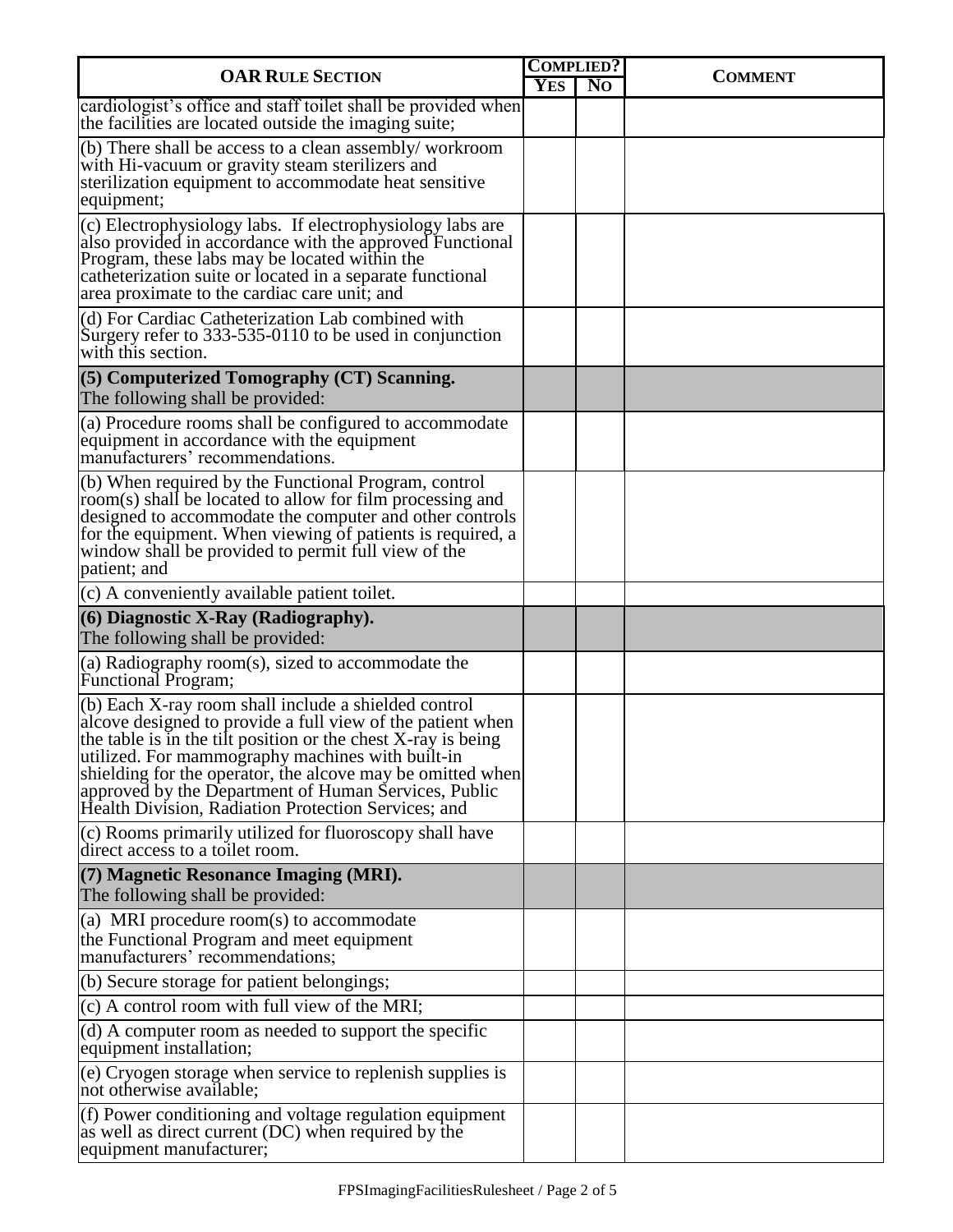| OAR Rule Section | Complied? | | Comment |
|---|---|---|---|
| | Yes | No | |
| cardiologist's office and staff toilet shall be provided when the facilities are located outside the imaging suite; | | | |
| (b) There shall be access to a clean assembly/ workroom with Hi-vacuum or gravity steam sterilizers and sterilization equipment to accommodate heat sensitive equipment; | | | |
| (c) Electrophysiology labs. If electrophysiology labs are also provided in accordance with the approved Functional Program, these labs may be located within the catheterization suite or located in a separate functional area proximate to the cardiac care unit; and | | | |
| (d) For Cardiac Catheterization Lab combined with Surgery refer to 333-535-0110 to be used in conjunction with this section. | | | |
| **(5) Computerized Tomography (CT) Scanning.** The following shall be provided: | | | |
| (a) Procedure rooms shall be configured to accommodate equipment in accordance with the equipment manufacturers' recommendations. | | | |
| (b) When required by the Functional Program, control room(s) shall be located to allow for film processing and designed to accommodate the computer and other controls for the equipment. When viewing of patients is required, a window shall be provided to permit full view of the patient; and | | | |
| (c) A conveniently available patient toilet. | | | |
| **(6) Diagnostic X-Ray (Radiography).** The following shall be provided: | | | |
| (a) Radiography room(s), sized to accommodate the Functional Program; | | | |
| (b) Each X-ray room shall include a shielded control alcove designed to provide a full view of the patient when the table is in the tilt position or the chest X-ray is being utilized. For mammography machines with built-in shielding for the operator, the alcove may be omitted when approved by the Department of Human Services, Public Health Division, Radiation Protection Services; and | | | |
| (c) Rooms primarily utilized for fluoroscopy shall have direct access to a toilet room. | | | |
| **(7) Magnetic Resonance Imaging (MRI).** The following shall be provided: | | | |
| (a) MRI procedure room(s) to accommodate the Functional Program and meet equipment manufacturers' recommendations; | | | |
| (b) Secure storage for patient belongings; | | | |
| (c) A control room with full view of the MRI; | | | |
| (d) A computer room as needed to support the specific equipment installation; | | | |
| (e) Cryogen storage when service to replenish supplies is not otherwise available; | | | |
| (f) Power conditioning and voltage regulation equipment as well as direct current (DC) when required by the equipment manufacturer; | | | |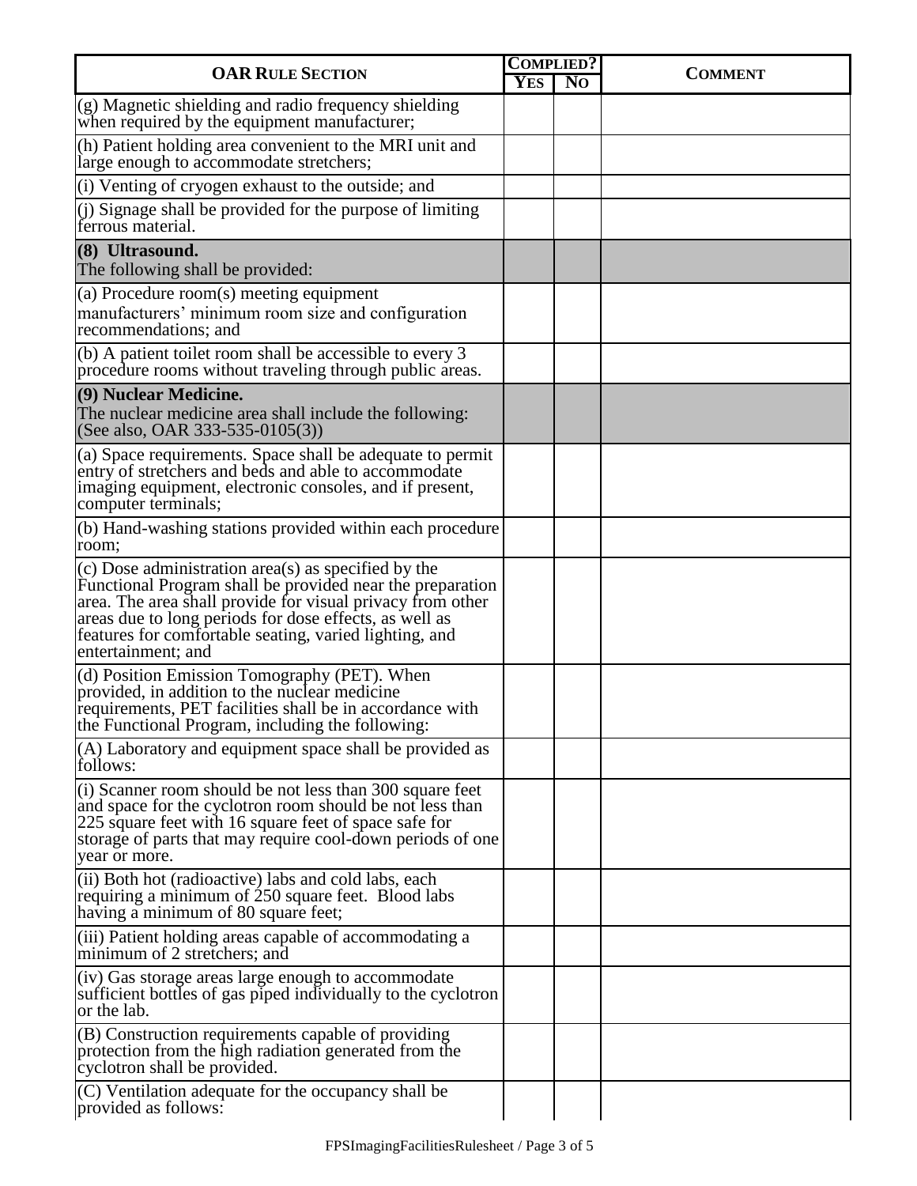| OAR Rule Section | Complied? | | Comment |
|---|---|---|---|
| | Yes | No | |
| (g) Magnetic shielding and radio frequency shielding when required by the equipment manufacturer; | | | |
| (h) Patient holding area convenient to the MRI unit and large enough to accommodate stretchers; | | | |
| (i) Venting of cryogen exhaust to the outside; and | | | |
| (j) Signage shall be provided for the purpose of limiting ferrous material. | | | |
| **(8) Ultrasound.** The following shall be provided: | | | |
| (a) Procedure room(s) meeting equipment manufacturers' minimum room size and configuration recommendations; and | | | |
| (b) A patient toilet room shall be accessible to every 3 procedure rooms without traveling through public areas. | | | |
| **(9) Nuclear Medicine.** The nuclear medicine area shall include the following: (See also, OAR 333-535-0105(3)) | | | |
| (a) Space requirements. Space shall be adequate to permit entry of stretchers and beds and able to accommodate imaging equipment, electronic consoles, and if present, computer terminals; | | | |
| (b) Hand-washing stations provided within each procedure room; | | | |
| (c) Dose administration area(s) as specified by the Functional Program shall be provided near the preparation area. The area shall provide for visual privacy from other areas due to long periods for dose effects, as well as features for comfortable seating, varied lighting, and entertainment; and | | | |
| (d) Position Emission Tomography (PET). When provided, in addition to the nuclear medicine requirements, PET facilities shall be in accordance with the Functional Program, including the following: | | | |
| (A) Laboratory and equipment space shall be provided as follows: | | | |
| (i) Scanner room should be not less than 300 square feet and space for the cyclotron room should be not less than 225 square feet with 16 square feet of space safe for storage of parts that may require cool-down periods of one year or more. | | | |
| (ii) Both hot (radioactive) labs and cold labs, each requiring a minimum of 250 square feet. Blood labs having a minimum of 80 square feet; | | | |
| (iii) Patient holding areas capable of accommodating a minimum of 2 stretchers; and | | | |
| (iv) Gas storage areas large enough to accommodate sufficient bottles of gas piped individually to the cyclotron or the lab. | | | |
| (B) Construction requirements capable of providing protection from the high radiation generated from the cyclotron shall be provided. | | | |
| (C) Ventilation adequate for the occupancy shall be provided as follows: | | | |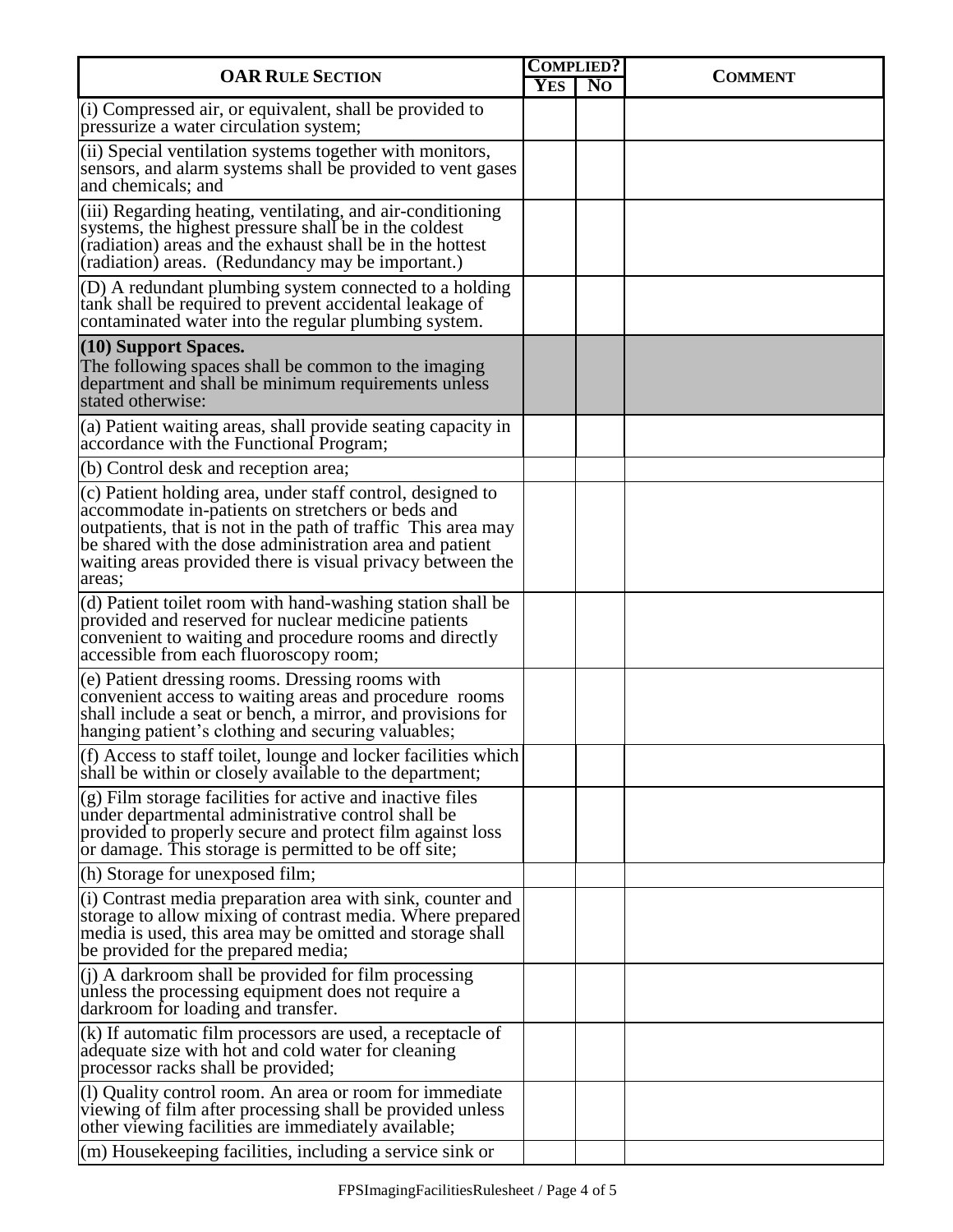| OAR Rule Section | Complied? | | Comment |
|---|---|---|---|
| | Yes | No | |
| (i) Compressed air, or equivalent, shall be provided to pressurize a water circulation system; | | | |
| (ii) Special ventilation systems together with monitors, sensors, and alarm systems shall be provided to vent gases and chemicals; and | | | |
| (iii) Regarding heating, ventilating, and air-conditioning systems, the highest pressure shall be in the coldest (radiation) areas and the exhaust shall be in the hottest (radiation) areas. (Redundancy may be important.) | | | |
| (D) A redundant plumbing system connected to a holding tank shall be required to prevent accidental leakage of contaminated water into the regular plumbing system. | | | |
| **(10) Support Spaces.** The following spaces shall be common to the imaging department and shall be minimum requirements unless stated otherwise: | | | |
| (a) Patient waiting areas, shall provide seating capacity in accordance with the Functional Program; | | | |
| (b) Control desk and reception area; | | | |
| (c) Patient holding area, under staff control, designed to accommodate in-patients on stretchers or beds and outpatients, that is not in the path of traffic This area may be shared with the dose administration area and patient waiting areas provided there is visual privacy between the areas; | | | |
| (d) Patient toilet room with hand-washing station shall be provided and reserved for nuclear medicine patients convenient to waiting and procedure rooms and directly accessible from each fluoroscopy room; | | | |
| (e) Patient dressing rooms. Dressing rooms with convenient access to waiting areas and procedure rooms shall include a seat or bench, a mirror, and provisions for hanging patient's clothing and securing valuables; | | | |
| (f) Access to staff toilet, lounge and locker facilities which shall be within or closely available to the department; | | | |
| (g) Film storage facilities for active and inactive files under departmental administrative control shall be provided to properly secure and protect film against loss or damage. This storage is permitted to be off site; | | | |
| (h) Storage for unexposed film; | | | |
| (i) Contrast media preparation area with sink, counter and storage to allow mixing of contrast media. Where prepared media is used, this area may be omitted and storage shall be provided for the prepared media; | | | |
| (j) A darkroom shall be provided for film processing unless the processing equipment does not require a darkroom for loading and transfer. | | | |
| (k) If automatic film processors are used, a receptacle of adequate size with hot and cold water for cleaning processor racks shall be provided; | | | |
| (l) Quality control room. An area or room for immediate viewing of film after processing shall be provided unless other viewing facilities are immediately available; | | | |
| (m) Housekeeping facilities, including a service sink or | | | |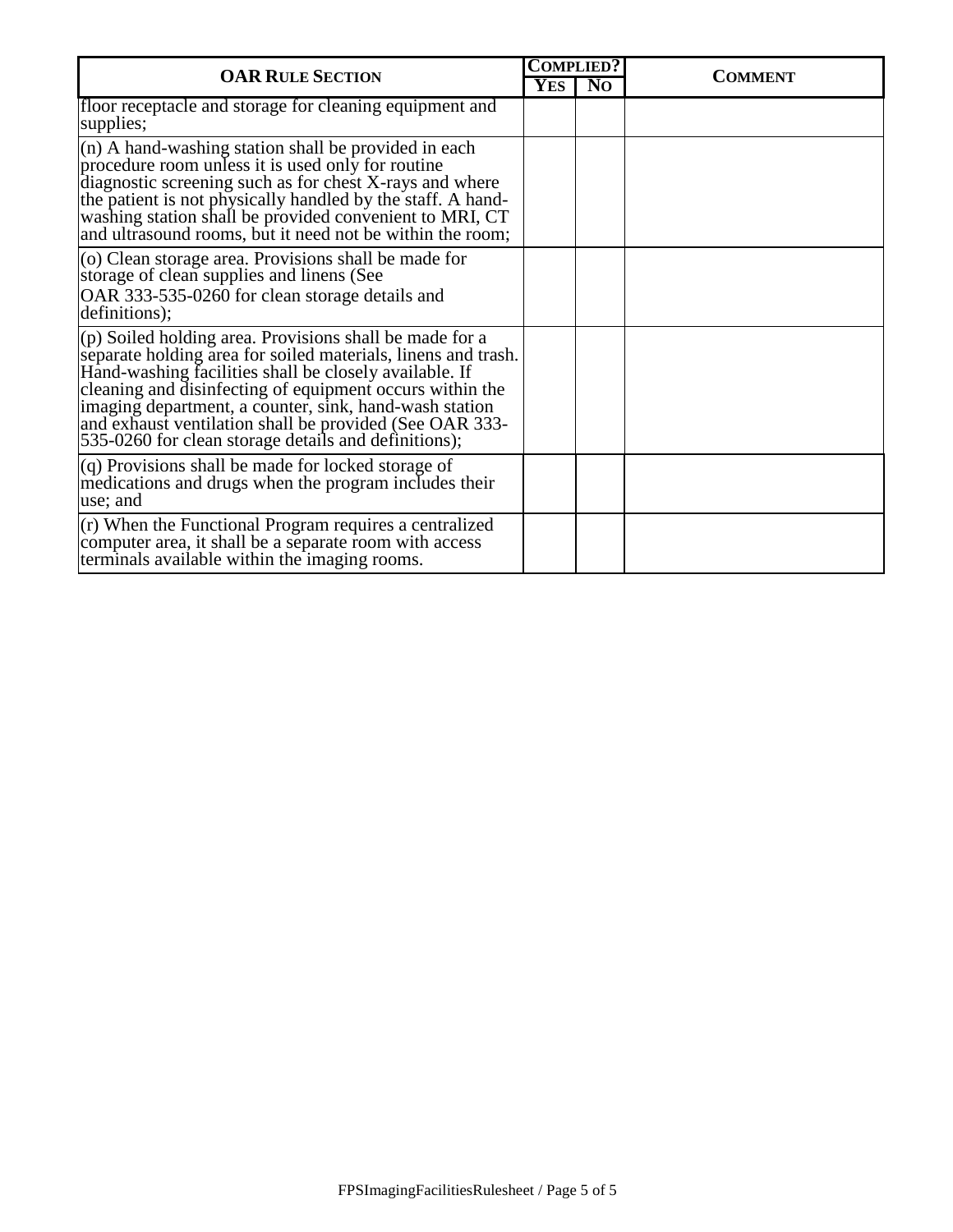| OAR RULE SECTION | COMPLIED? | | COMMENT |
|---|---|---|---|
| | YES | NO | |
| floor receptacle and storage for cleaning equipment and supplies; | | | |
| (n) A hand-washing station shall be provided in each procedure room unless it is used only for routine diagnostic screening such as for chest X-rays and where the patient is not physically handled by the staff. A hand-washing station shall be provided convenient to MRI, CT and ultrasound rooms, but it need not be within the room; | | | |
| (o) Clean storage area. Provisions shall be made for storage of clean supplies and linens (See OAR 333-535-0260 for clean storage details and definitions); | | | |
| (p) Soiled holding area. Provisions shall be made for a separate holding area for soiled materials, linens and trash. Hand-washing facilities shall be closely available. If cleaning and disinfecting of equipment occurs within the imaging department, a counter, sink, hand-wash station and exhaust ventilation shall be provided (See OAR 333-535-0260 for clean storage details and definitions); | | | |
| (q) Provisions shall be made for locked storage of medications and drugs when the program includes their use; and | | | |
| (r) When the Functional Program requires a centralized computer area, it shall be a separate room with access terminals available within the imaging rooms. | | | |